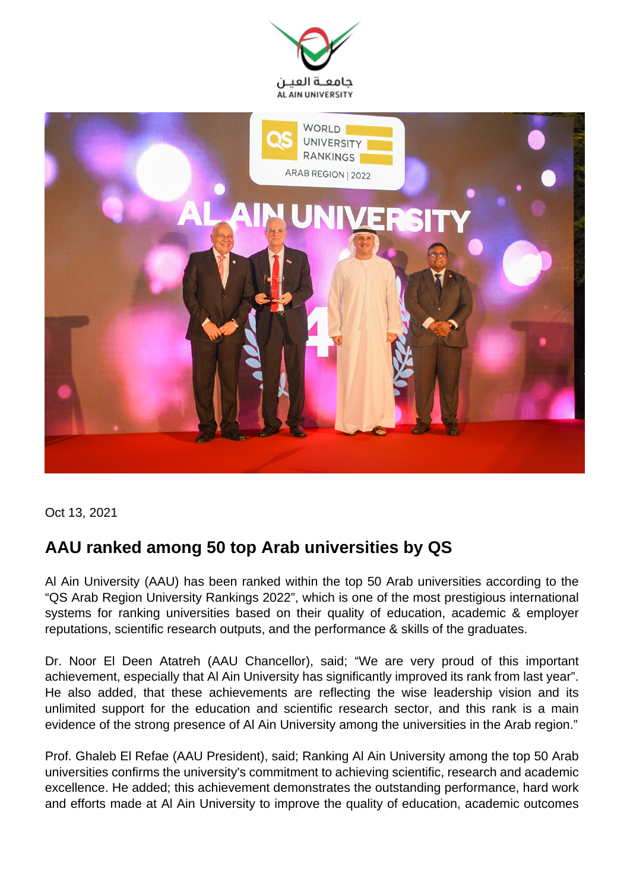Oct 13, 2021

## AAU ranked among 50 top Arab universities by QS

Al Ain University (AAU) has been ranked within the top 50 Arab universities according to the "QS Arab Region University Rankings 2022", which is one of the most prestigious international systems for ranking universities based on their quality of education, academic & employer reputations, scientific research outputs, and the performance & skills of the graduates.

Dr. Noor El Deen Atatreh (AAU Chancellor), said; "We are very proud of this important achievement, especially that Al Ain University has significantly improved its rank from last year". He also added, that these achievements are reflecting the wise leadership vision and its unlimited support for the education and scientific research sector, and this rank is a main evidence of the strong presence of Al Ain University among the universities in the Arab region."

Prof. Ghaleb El Refae (AAU President), said; Ranking Al Ain University among the top 50 Arab universities confirms the university's commitment to achieving scientific, research and academic excellence. He added; this achievement demonstrates the outstanding performance, hard work and efforts made at Al Ain University to improve the quality of education, academic outcomes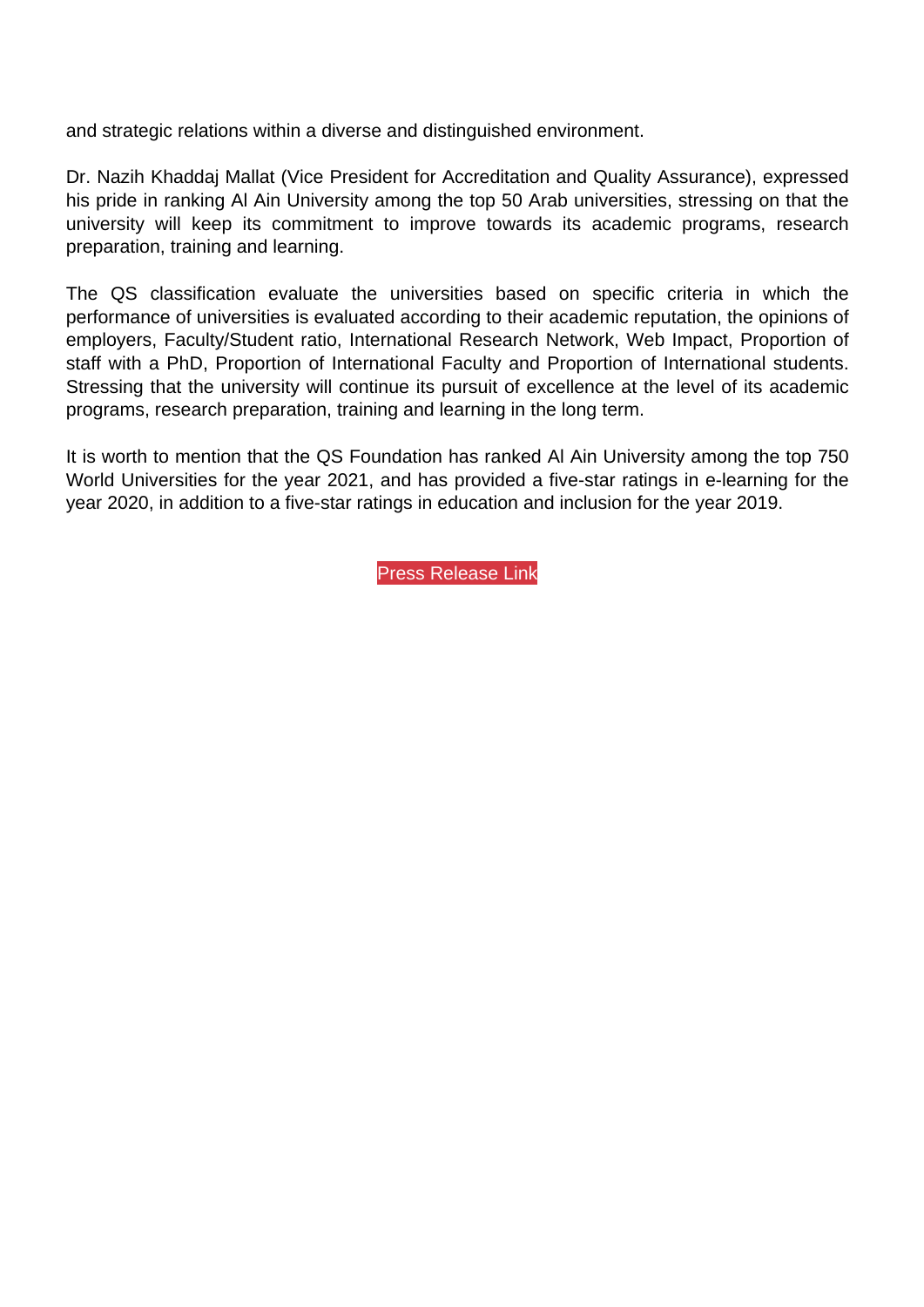and strategic relations within a diverse and distinguished environment.

Dr. Nazih Khaddaj Mallat (Vice President for Accreditation and Quality Assurance), expressed his pride in ranking Al Ain University among the top 50 Arab universities, stressing on that the university will keep its commitment to improve towards its academic programs, research preparation, training and learning.

The QS classification evaluate the universities based on specific criteria in which the performance of universities is evaluated according to their academic reputation, the opinions of employers, Faculty/Student ratio, International Research Network, Web Impact, Proportion of staff with a PhD, Proportion of International Faculty and Proportion of International students. Stressing that the university will continue its pursuit of excellence at the level of its academic programs, research preparation, training and learning in the long term.

It is worth to mention that the QS Foundation has ranked Al Ain University among the top 750 World Universities for the year 2021, and has provided a five-star ratings in e-learning for the year 2020, in addition to a five-star ratings in education and inclusion for the year 2019.

Press Release Link